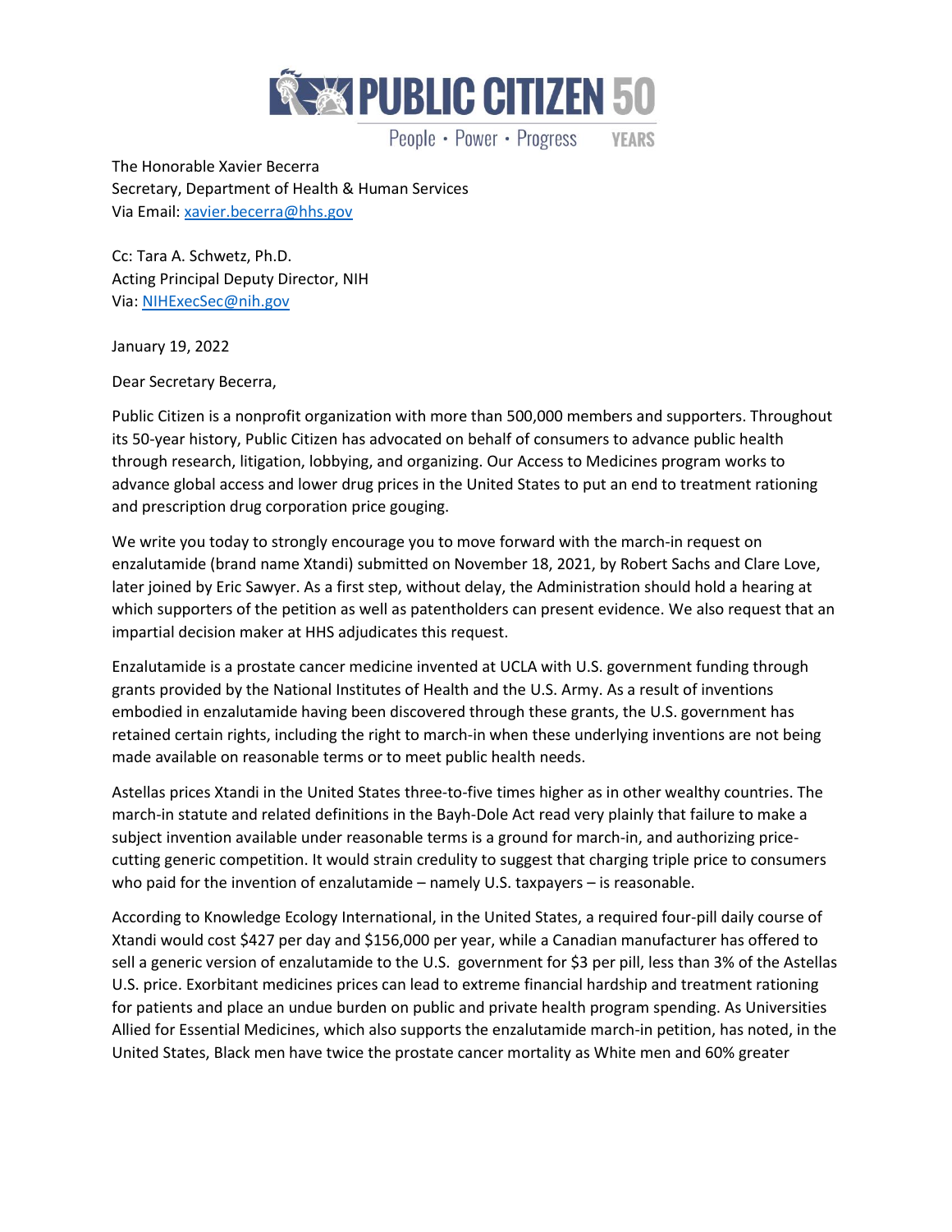PUBLIC CITIZEN 50 YEARS

People • Power • Progress

The Honorable Xavier Becerra
Secretary, Department of Health & Human Services
Via Email: xavier.becerra@hhs.gov

Cc: Tara A. Schwetz, Ph.D.
Acting Principal Deputy Director, NIH
Via: NIHExecSec@nih.gov

January 19, 2022

Dear Secretary Becerra,

Public Citizen is a nonprofit organization with more than 500,000 members and supporters. Throughout its 50-year history, Public Citizen has advocated on behalf of consumers to advance public health through research, litigation, lobbying, and organizing. Our Access to Medicines program works to advance global access and lower drug prices in the United States to put an end to treatment rationing and prescription drug corporation price gouging.

We write you today to strongly encourage you to move forward with the march-in request on enzalutamide (brand name Xtandi) submitted on November 18, 2021, by Robert Sachs and Clare Love, later joined by Eric Sawyer. As a first step, without delay, the Administration should hold a hearing at which supporters of the petition as well as patentholders can present evidence. We also request that an impartial decision maker at HHS adjudicates this request.

Enzalutamide is a prostate cancer medicine invented at UCLA with U.S. government funding through grants provided by the National Institutes of Health and the U.S. Army. As a result of inventions embodied in enzalutamide having been discovered through these grants, the U.S. government has retained certain rights, including the right to march-in when these underlying inventions are not being made available on reasonable terms or to meet public health needs.

Astellas prices Xtandi in the United States three-to-five times higher as in other wealthy countries. The march-in statute and related definitions in the Bayh-Dole Act read very plainly that failure to make a subject invention available under reasonable terms is a ground for march-in, and authorizing price-cutting generic competition. It would strain credulity to suggest that charging triple price to consumers who paid for the invention of enzalutamide – namely U.S. taxpayers – is reasonable.

According to Knowledge Ecology International, in the United States, a required four-pill daily course of Xtandi would cost $427 per day and $156,000 per year, while a Canadian manufacturer has offered to sell a generic version of enzalutamide to the U.S. government for $3 per pill, less than 3% of the Astellas U.S. price. Exorbitant medicines prices can lead to extreme financial hardship and treatment rationing for patients and place an undue burden on public and private health program spending. As Universities Allied for Essential Medicines, which also supports the enzalutamide march-in petition, has noted, in the United States, Black men have twice the prostate cancer mortality as White men and 60% greater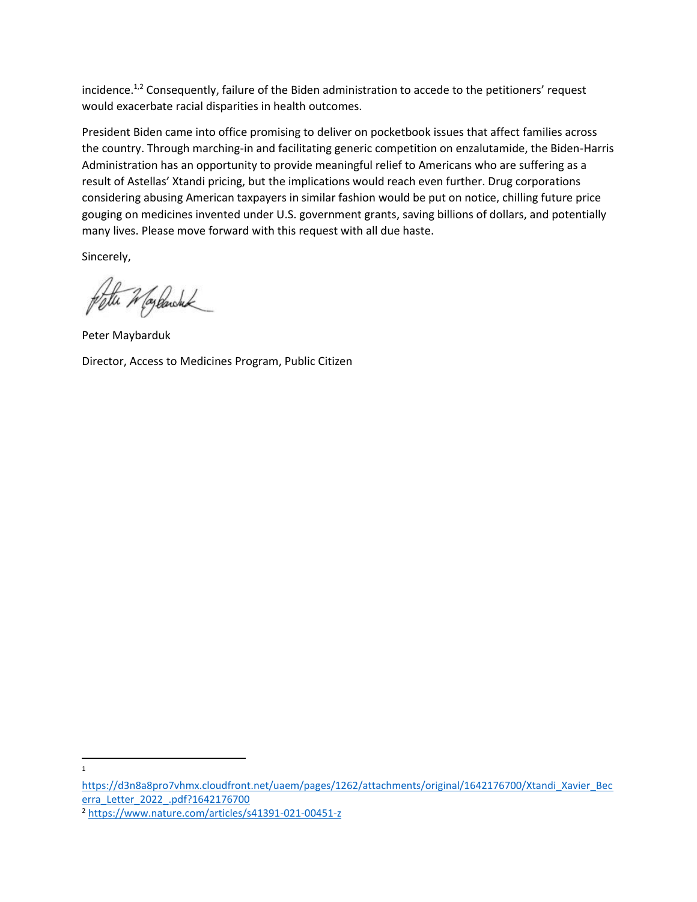incidence.[1,2] Consequently, failure of the Biden administration to accede to the petitioners' request would exacerbate racial disparities in health outcomes.

President Biden came into office promising to deliver on pocketbook issues that affect families across the country. Through marching-in and facilitating generic competition on enzalutamide, the Biden-Harris Administration has an opportunity to provide meaningful relief to Americans who are suffering as a result of Astellas' Xtandi pricing, but the implications would reach even further. Drug corporations considering abusing American taxpayers in similar fashion would be put on notice, chilling future price gouging on medicines invented under U.S. government grants, saving billions of dollars, and potentially many lives. Please move forward with this request with all due haste.

Sincerely,

Peter Maybarduk

Director, Access to Medicines Program, Public Citizen

---

[1] https://d3n8a8pro7vhmx.cloudfront.net/uaem/pages/1262/attachments/original/1642176700/Xtandi_Xavier_Becerra_Letter_2022_.pdf?1642176700

[2] https://www.nature.com/articles/s41391-021-00451-z